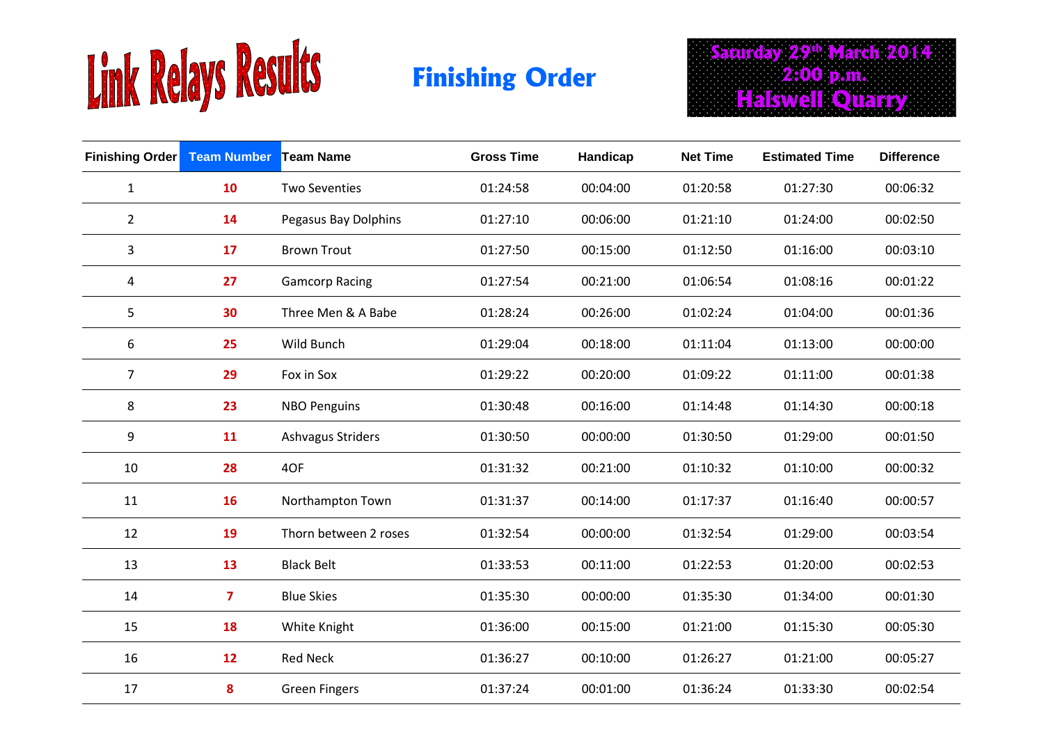# Link Relays Results

## Finishing Order

**Saturday 29th March 2014**
**2:00 p.m.**
**Halswell Quarry**

| Finishing Order | Team Number | Team Name | Gross Time | Handicap | Net Time | Estimated Time | Difference |
|---|---|---|---|---|---|---|---|
| 1 | 10 | Two Seventies | 01:24:58 | 00:04:00 | 01:20:58 | 01:27:30 | 00:06:32 |
| 2 | 14 | Pegasus Bay Dolphins | 01:27:10 | 00:06:00 | 01:21:10 | 01:24:00 | 00:02:50 |
| 3 | 17 | Brown Trout | 01:27:50 | 00:15:00 | 01:12:50 | 01:16:00 | 00:03:10 |
| 4 | 27 | Gamcorp Racing | 01:27:54 | 00:21:00 | 01:06:54 | 01:08:16 | 00:01:22 |
| 5 | 30 | Three Men & A Babe | 01:28:24 | 00:26:00 | 01:02:24 | 01:04:00 | 00:01:36 |
| 6 | 25 | Wild Bunch | 01:29:04 | 00:18:00 | 01:11:04 | 01:13:00 | 00:00:00 |
| 7 | 29 | Fox in Sox | 01:29:22 | 00:20:00 | 01:09:22 | 01:11:00 | 00:01:38 |
| 8 | 23 | NBO Penguins | 01:30:48 | 00:16:00 | 01:14:48 | 01:14:30 | 00:00:18 |
| 9 | 11 | Ashvagus Striders | 01:30:50 | 00:00:00 | 01:30:50 | 01:29:00 | 00:01:50 |
| 10 | 28 | 4OF | 01:31:32 | 00:21:00 | 01:10:32 | 01:10:00 | 00:00:32 |
| 11 | 16 | Northampton Town | 01:31:37 | 00:14:00 | 01:17:37 | 01:16:40 | 00:00:57 |
| 12 | 19 | Thorn between 2 roses | 01:32:54 | 00:00:00 | 01:32:54 | 01:29:00 | 00:03:54 |
| 13 | 13 | Black Belt | 01:33:53 | 00:11:00 | 01:22:53 | 01:20:00 | 00:02:53 |
| 14 | 7 | Blue Skies | 01:35:30 | 00:00:00 | 01:35:30 | 01:34:00 | 00:01:30 |
| 15 | 18 | White Knight | 01:36:00 | 00:15:00 | 01:21:00 | 01:15:30 | 00:05:30 |
| 16 | 12 | Red Neck | 01:36:27 | 00:10:00 | 01:26:27 | 01:21:00 | 00:05:27 |
| 17 | 8 | Green Fingers | 01:37:24 | 00:01:00 | 01:36:24 | 01:33:30 | 00:02:54 |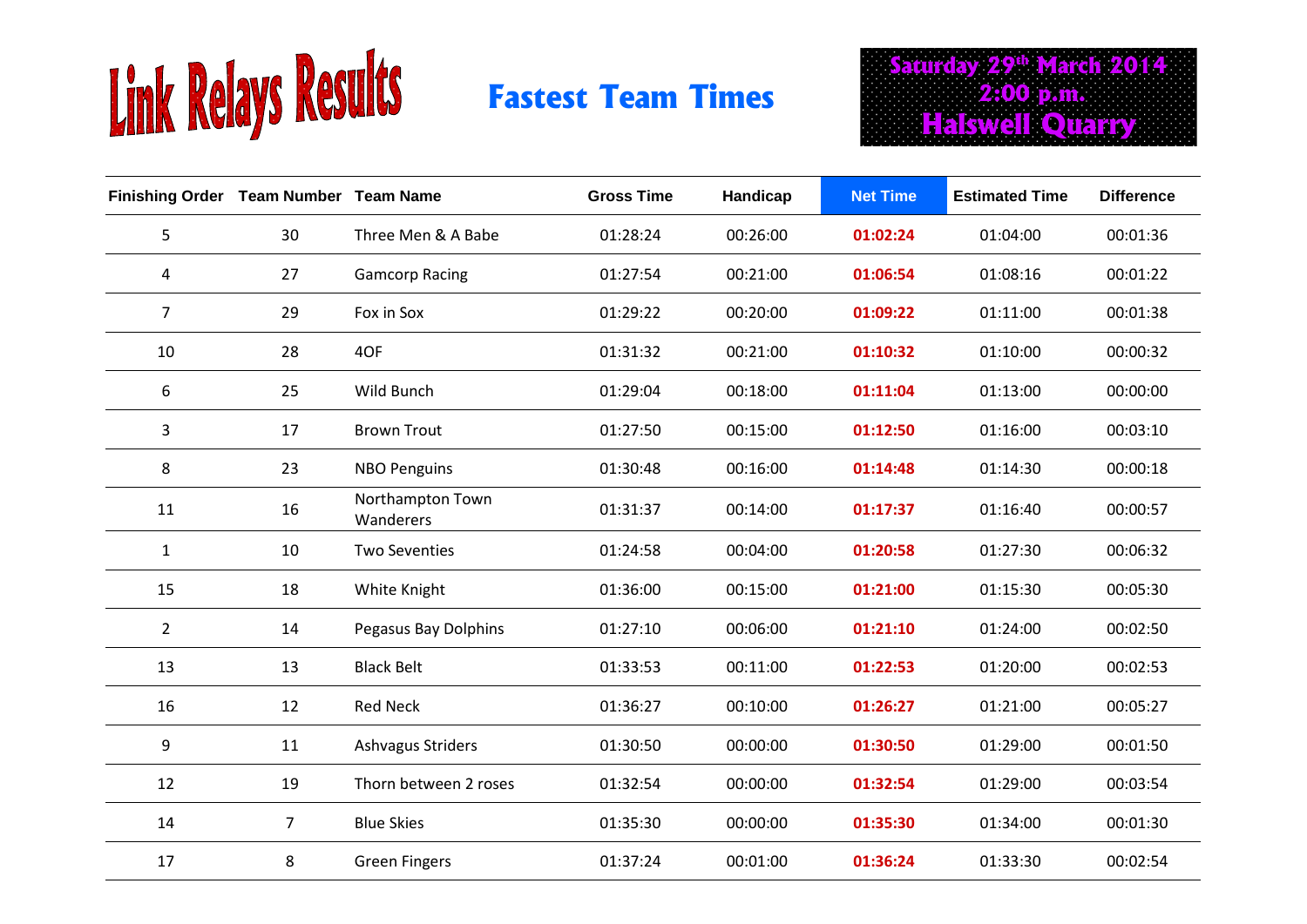# Link Relays Results

## Fastest Team Times

**Saturday 29th March 2014**
**2:00 p.m.**
**Halswell Quarry**

| Finishing Order | Team Number | Team Name | Gross Time | Handicap | Net Time | Estimated Time | Difference |
|---|---|---|---|---|---|---|---|
| 5 | 30 | Three Men & A Babe | 01:28:24 | 00:26:00 | **01:02:24** | 01:04:00 | 00:01:36 |
| 4 | 27 | Gamcorp Racing | 01:27:54 | 00:21:00 | **01:06:54** | 01:08:16 | 00:01:22 |
| 7 | 29 | Fox in Sox | 01:29:22 | 00:20:00 | **01:09:22** | 01:11:00 | 00:01:38 |
| 10 | 28 | 4OF | 01:31:32 | 00:21:00 | **01:10:32** | 01:10:00 | 00:00:32 |
| 6 | 25 | Wild Bunch | 01:29:04 | 00:18:00 | **01:11:04** | 01:13:00 | 00:00:00 |
| 3 | 17 | Brown Trout | 01:27:50 | 00:15:00 | **01:12:50** | 01:16:00 | 00:03:10 |
| 8 | 23 | NBO Penguins | 01:30:48 | 00:16:00 | **01:14:48** | 01:14:30 | 00:00:18 |
| 11 | 16 | Northampton Town Wanderers | 01:31:37 | 00:14:00 | **01:17:37** | 01:16:40 | 00:00:57 |
| 1 | 10 | Two Seventies | 01:24:58 | 00:04:00 | **01:20:58** | 01:27:30 | 00:06:32 |
| 15 | 18 | White Knight | 01:36:00 | 00:15:00 | **01:21:00** | 01:15:30 | 00:05:30 |
| 2 | 14 | Pegasus Bay Dolphins | 01:27:10 | 00:06:00 | **01:21:10** | 01:24:00 | 00:02:50 |
| 13 | 13 | Black Belt | 01:33:53 | 00:11:00 | **01:22:53** | 01:20:00 | 00:02:53 |
| 16 | 12 | Red Neck | 01:36:27 | 00:10:00 | **01:26:27** | 01:21:00 | 00:05:27 |
| 9 | 11 | Ashvagus Striders | 01:30:50 | 00:00:00 | **01:30:50** | 01:29:00 | 00:01:50 |
| 12 | 19 | Thorn between 2 roses | 01:32:54 | 00:00:00 | **01:32:54** | 01:29:00 | 00:03:54 |
| 14 | 7 | Blue Skies | 01:35:30 | 00:00:00 | **01:35:30** | 01:34:00 | 00:01:30 |
| 17 | 8 | Green Fingers | 01:37:24 | 00:01:00 | **01:36:24** | 01:33:30 | 00:02:54 |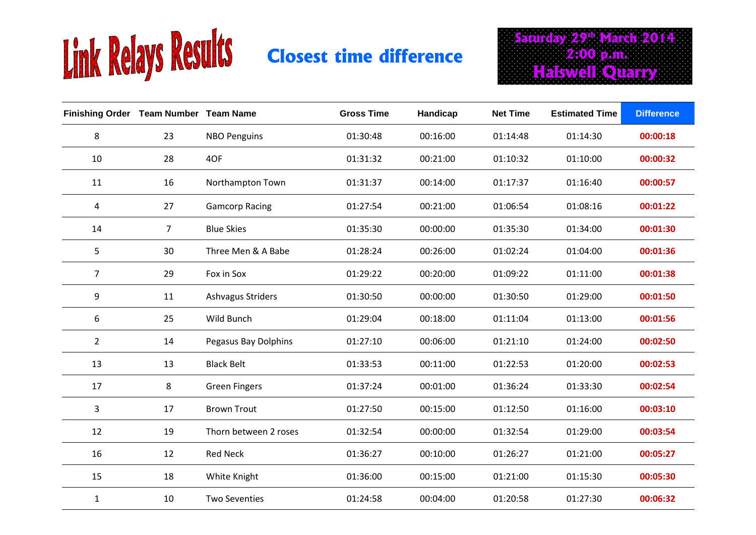# Link Relays Results

## Closest time difference

**Saturday 29th March 2014**
**2:00 p.m.**
**Halswell Quarry**

| Finishing Order | Team Number | Team Name | Gross Time | Handicap | Net Time | Estimated Time | Difference |
|---|---|---|---|---|---|---|---|
| 8 | 23 | NBO Penguins | 01:30:48 | 00:16:00 | 01:14:48 | 01:14:30 | **00:00:18** |
| 10 | 28 | 4OF | 01:31:32 | 00:21:00 | 01:10:32 | 01:10:00 | **00:00:32** |
| 11 | 16 | Northampton Town | 01:31:37 | 00:14:00 | 01:17:37 | 01:16:40 | **00:00:57** |
| 4 | 27 | Gamcorp Racing | 01:27:54 | 00:21:00 | 01:06:54 | 01:08:16 | **00:01:22** |
| 14 | 7 | Blue Skies | 01:35:30 | 00:00:00 | 01:35:30 | 01:34:00 | **00:01:30** |
| 5 | 30 | Three Men & A Babe | 01:28:24 | 00:26:00 | 01:02:24 | 01:04:00 | **00:01:36** |
| 7 | 29 | Fox in Sox | 01:29:22 | 00:20:00 | 01:09:22 | 01:11:00 | **00:01:38** |
| 9 | 11 | Ashvagus Striders | 01:30:50 | 00:00:00 | 01:30:50 | 01:29:00 | **00:01:50** |
| 6 | 25 | Wild Bunch | 01:29:04 | 00:18:00 | 01:11:04 | 01:13:00 | **00:01:56** |
| 2 | 14 | Pegasus Bay Dolphins | 01:27:10 | 00:06:00 | 01:21:10 | 01:24:00 | **00:02:50** |
| 13 | 13 | Black Belt | 01:33:53 | 00:11:00 | 01:22:53 | 01:20:00 | **00:02:53** |
| 17 | 8 | Green Fingers | 01:37:24 | 00:01:00 | 01:36:24 | 01:33:30 | **00:02:54** |
| 3 | 17 | Brown Trout | 01:27:50 | 00:15:00 | 01:12:50 | 01:16:00 | **00:03:10** |
| 12 | 19 | Thorn between 2 roses | 01:32:54 | 00:00:00 | 01:32:54 | 01:29:00 | **00:03:54** |
| 16 | 12 | Red Neck | 01:36:27 | 00:10:00 | 01:26:27 | 01:21:00 | **00:05:27** |
| 15 | 18 | White Knight | 01:36:00 | 00:15:00 | 01:21:00 | 01:15:30 | **00:05:30** |
| 1 | 10 | Two Seventies | 01:24:58 | 00:04:00 | 01:20:58 | 01:27:30 | **00:06:32** |